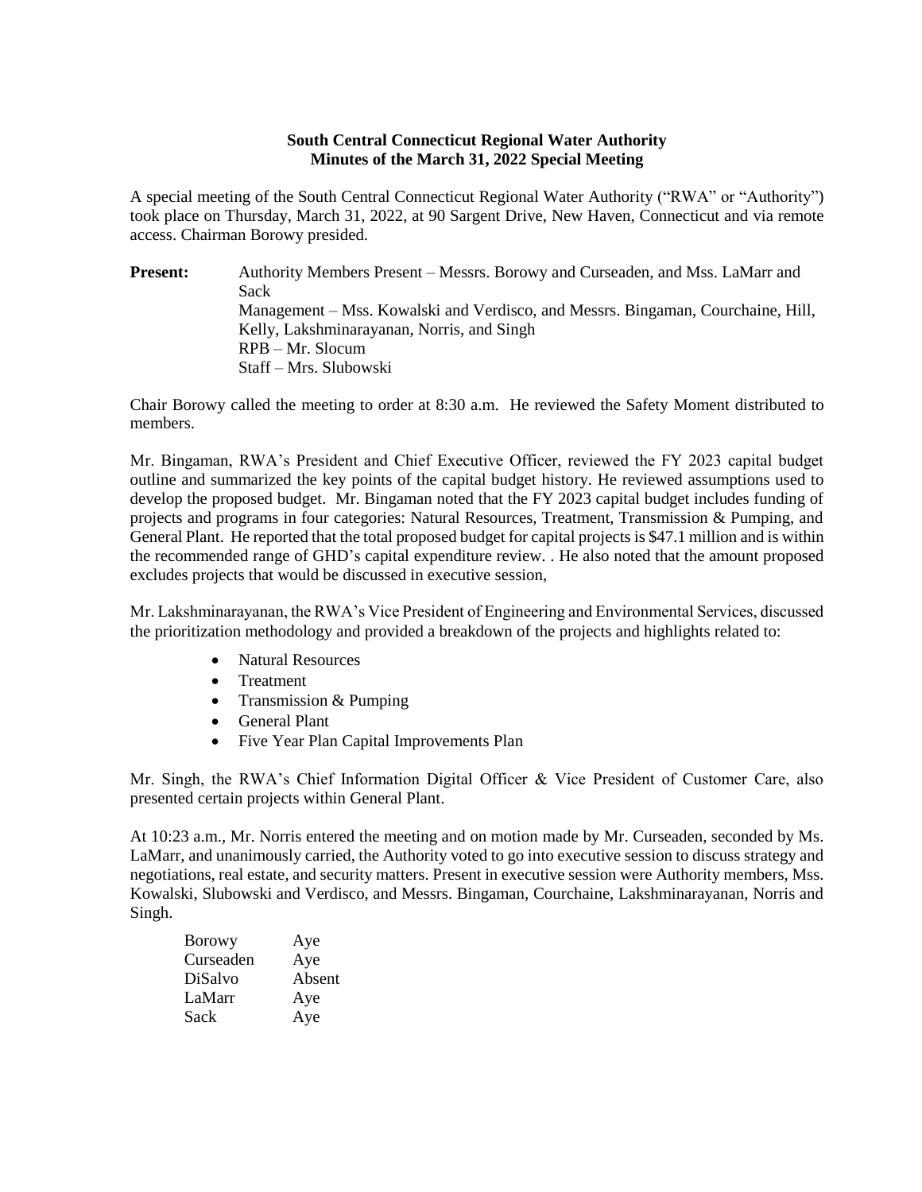**South Central Connecticut Regional Water Authority**
**Minutes of the March 31, 2022 Special Meeting**

A special meeting of the South Central Connecticut Regional Water Authority ("RWA" or "Authority") took place on Thursday, March 31, 2022, at 90 Sargent Drive, New Haven, Connecticut and via remote access. Chairman Borowy presided.

**Present:** Authority Members Present – Messrs. Borowy and Curseaden, and Mss. LaMarr and Sack
Management – Mss. Kowalski and Verdisco, and Messrs. Bingaman, Courchaine, Hill, Kelly, Lakshminarayanan, Norris, and Singh
RPB – Mr. Slocum
Staff – Mrs. Slubowski

Chair Borowy called the meeting to order at 8:30 a.m. He reviewed the Safety Moment distributed to members.

Mr. Bingaman, RWA's President and Chief Executive Officer, reviewed the FY 2023 capital budget outline and summarized the key points of the capital budget history. He reviewed assumptions used to develop the proposed budget. Mr. Bingaman noted that the FY 2023 capital budget includes funding of projects and programs in four categories: Natural Resources, Treatment, Transmission & Pumping, and General Plant. He reported that the total proposed budget for capital projects is $47.1 million and is within the recommended range of GHD's capital expenditure review. . He also noted that the amount proposed excludes projects that would be discussed in executive session,

Mr. Lakshminarayanan, the RWA's Vice President of Engineering and Environmental Services, discussed the prioritization methodology and provided a breakdown of the projects and highlights related to:

- Natural Resources
- Treatment
- Transmission & Pumping
- General Plant
- Five Year Plan Capital Improvements Plan

Mr. Singh, the RWA's Chief Information Digital Officer & Vice President of Customer Care, also presented certain projects within General Plant.

At 10:23 a.m., Mr. Norris entered the meeting and on motion made by Mr. Curseaden, seconded by Ms. LaMarr, and unanimously carried, the Authority voted to go into executive session to discuss strategy and negotiations, real estate, and security matters. Present in executive session were Authority members, Mss. Kowalski, Slubowski and Verdisco, and Messrs. Bingaman, Courchaine, Lakshminarayanan, Norris and Singh.

| | |
|---|---|
| Borowy | Aye |
| Curseaden | Aye |
| DiSalvo | Absent |
| LaMarr | Aye |
| Sack | Aye |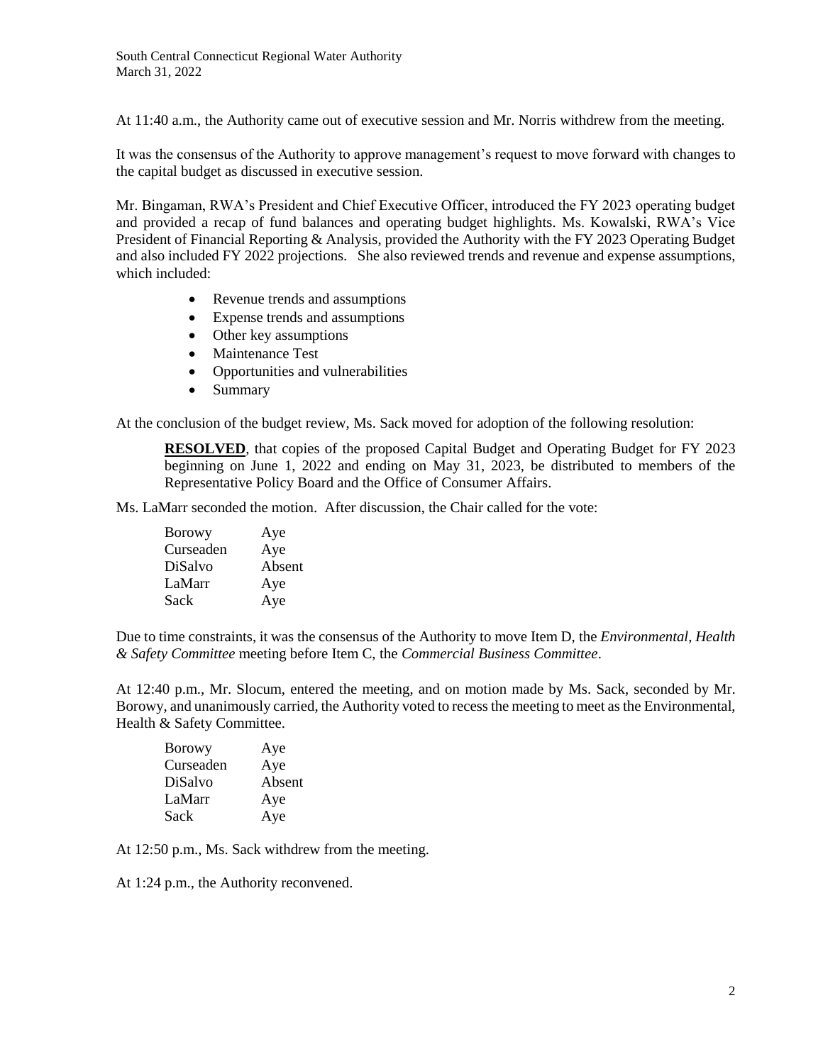At 11:40 a.m., the Authority came out of executive session and Mr. Norris withdrew from the meeting.

It was the consensus of the Authority to approve management's request to move forward with changes to the capital budget as discussed in executive session.

Mr. Bingaman, RWA's President and Chief Executive Officer, introduced the FY 2023 operating budget and provided a recap of fund balances and operating budget highlights. Ms. Kowalski, RWA's Vice President of Financial Reporting & Analysis, provided the Authority with the FY 2023 Operating Budget and also included FY 2022 projections. She also reviewed trends and revenue and expense assumptions, which included:

- Revenue trends and assumptions
- Expense trends and assumptions
- Other key assumptions
- Maintenance Test
- Opportunities and vulnerabilities
- Summary

At the conclusion of the budget review, Ms. Sack moved for adoption of the following resolution:

> **RESOLVED**, that copies of the proposed Capital Budget and Operating Budget for FY 2023 beginning on June 1, 2022 and ending on May 31, 2023, be distributed to members of the Representative Policy Board and the Office of Consumer Affairs.

Ms. LaMarr seconded the motion. After discussion, the Chair called for the vote:

| | |
|---|---|
| Borowy | Aye |
| Curseaden | Aye |
| DiSalvo | Absent |
| LaMarr | Aye |
| Sack | Aye |

Due to time constraints, it was the consensus of the Authority to move Item D, the *Environmental, Health & Safety Committee* meeting before Item C, the *Commercial Business Committee*.

At 12:40 p.m., Mr. Slocum, entered the meeting, and on motion made by Ms. Sack, seconded by Mr. Borowy, and unanimously carried, the Authority voted to recess the meeting to meet as the Environmental, Health & Safety Committee.

| | |
|---|---|
| Borowy | Aye |
| Curseaden | Aye |
| DiSalvo | Absent |
| LaMarr | Aye |
| Sack | Aye |

At 12:50 p.m., Ms. Sack withdrew from the meeting.

At 1:24 p.m., the Authority reconvened.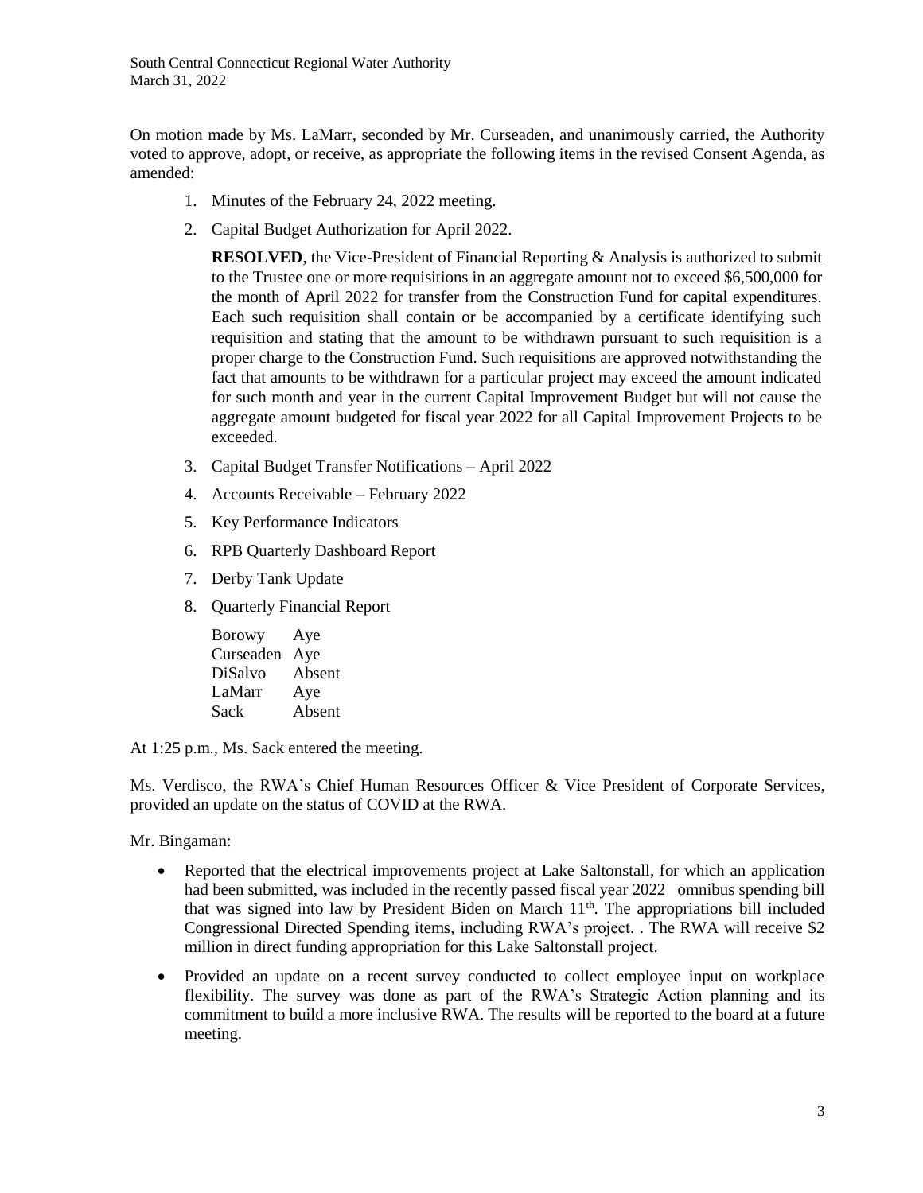On motion made by Ms. LaMarr, seconded by Mr. Curseaden, and unanimously carried, the Authority voted to approve, adopt, or receive, as appropriate the following items in the revised Consent Agenda, as amended:

1. Minutes of the February 24, 2022 meeting.
2. Capital Budget Authorization for April 2022.

   **RESOLVED**, the Vice-President of Financial Reporting & Analysis is authorized to submit to the Trustee one or more requisitions in an aggregate amount not to exceed $6,500,000 for the month of April 2022 for transfer from the Construction Fund for capital expenditures. Each such requisition shall contain or be accompanied by a certificate identifying such requisition and stating that the amount to be withdrawn pursuant to such requisition is a proper charge to the Construction Fund. Such requisitions are approved notwithstanding the fact that amounts to be withdrawn for a particular project may exceed the amount indicated for such month and year in the current Capital Improvement Budget but will not cause the aggregate amount budgeted for fiscal year 2022 for all Capital Improvement Projects to be exceeded.

3. Capital Budget Transfer Notifications – April 2022
4. Accounts Receivable – February 2022
5. Key Performance Indicators
6. RPB Quarterly Dashboard Report
7. Derby Tank Update
8. Quarterly Financial Report

   Borowy Aye
   Curseaden Aye
   DiSalvo Absent
   LaMarr Aye
   Sack Absent

At 1:25 p.m., Ms. Sack entered the meeting.

Ms. Verdisco, the RWA's Chief Human Resources Officer & Vice President of Corporate Services, provided an update on the status of COVID at the RWA.

Mr. Bingaman:

- Reported that the electrical improvements project at Lake Saltonstall, for which an application had been submitted, was included in the recently passed fiscal year 2022 omnibus spending bill that was signed into law by President Biden on March 11th. The appropriations bill included Congressional Directed Spending items, including RWA's project. . The RWA will receive $2 million in direct funding appropriation for this Lake Saltonstall project.
- Provided an update on a recent survey conducted to collect employee input on workplace flexibility. The survey was done as part of the RWA's Strategic Action planning and its commitment to build a more inclusive RWA. The results will be reported to the board at a future meeting.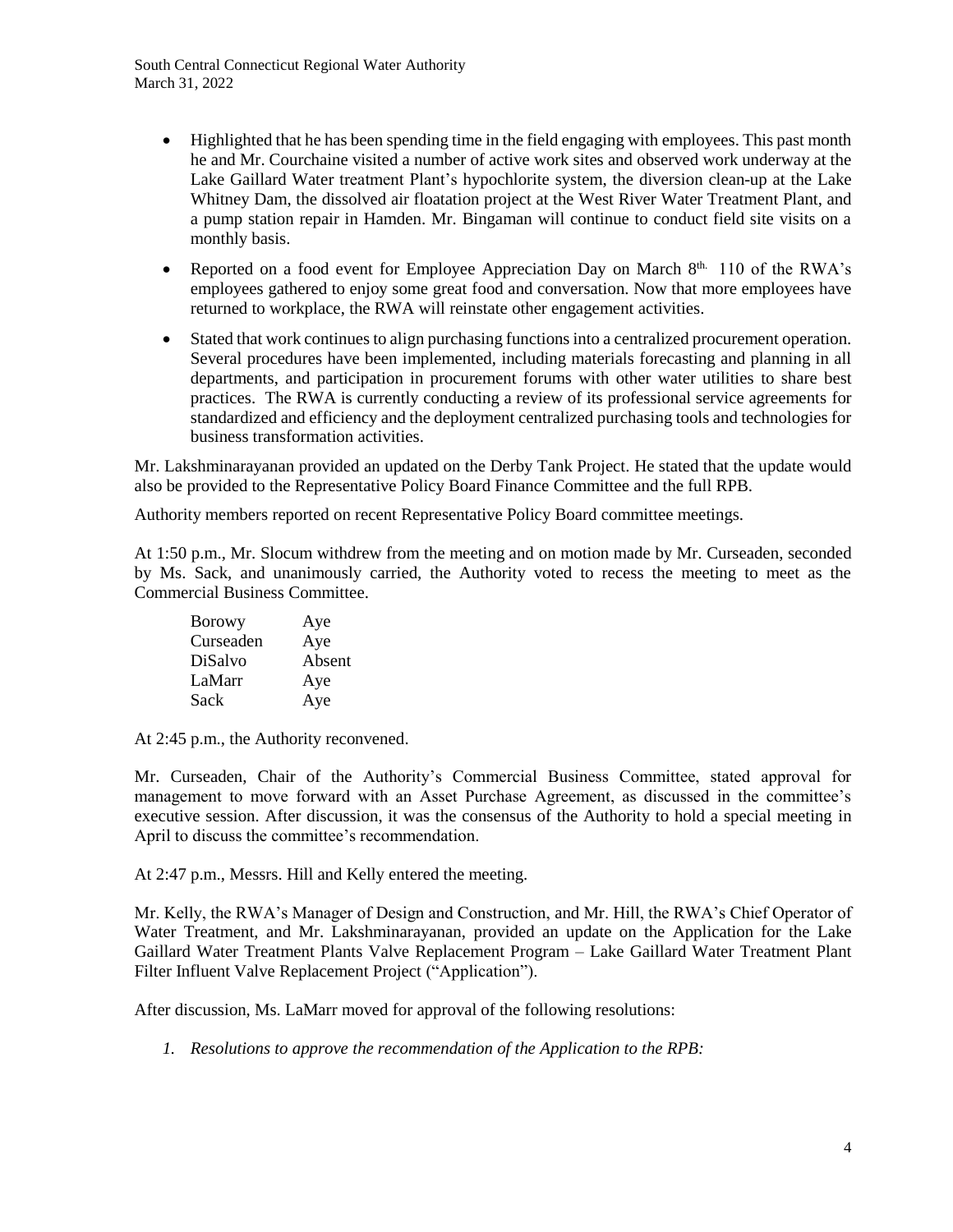- Highlighted that he has been spending time in the field engaging with employees. This past month he and Mr. Courchaine visited a number of active work sites and observed work underway at the Lake Gaillard Water treatment Plant's hypochlorite system, the diversion clean-up at the Lake Whitney Dam, the dissolved air floatation project at the West River Water Treatment Plant, and a pump station repair in Hamden. Mr. Bingaman will continue to conduct field site visits on a monthly basis.
- Reported on a food event for Employee Appreciation Day on March 8th. 110 of the RWA's employees gathered to enjoy some great food and conversation. Now that more employees have returned to workplace, the RWA will reinstate other engagement activities.
- Stated that work continues to align purchasing functions into a centralized procurement operation. Several procedures have been implemented, including materials forecasting and planning in all departments, and participation in procurement forums with other water utilities to share best practices. The RWA is currently conducting a review of its professional service agreements for standardized and efficiency and the deployment centralized purchasing tools and technologies for business transformation activities.

Mr. Lakshminarayanan provided an updated on the Derby Tank Project. He stated that the update would also be provided to the Representative Policy Board Finance Committee and the full RPB.

Authority members reported on recent Representative Policy Board committee meetings.

At 1:50 p.m., Mr. Slocum withdrew from the meeting and on motion made by Mr. Curseaden, seconded by Ms. Sack, and unanimously carried, the Authority voted to recess the meeting to meet as the Commercial Business Committee.

| | |
|---|---|
| Borowy | Aye |
| Curseaden | Aye |
| DiSalvo | Absent |
| LaMarr | Aye |
| Sack | Aye |

At 2:45 p.m., the Authority reconvened.

Mr. Curseaden, Chair of the Authority's Commercial Business Committee, stated approval for management to move forward with an Asset Purchase Agreement, as discussed in the committee's executive session. After discussion, it was the consensus of the Authority to hold a special meeting in April to discuss the committee's recommendation.

At 2:47 p.m., Messrs. Hill and Kelly entered the meeting.

Mr. Kelly, the RWA's Manager of Design and Construction, and Mr. Hill, the RWA's Chief Operator of Water Treatment, and Mr. Lakshminarayanan, provided an update on the Application for the Lake Gaillard Water Treatment Plants Valve Replacement Program – Lake Gaillard Water Treatment Plant Filter Influent Valve Replacement Project ("Application").

After discussion, Ms. LaMarr moved for approval of the following resolutions:

1. *Resolutions to approve the recommendation of the Application to the RPB:*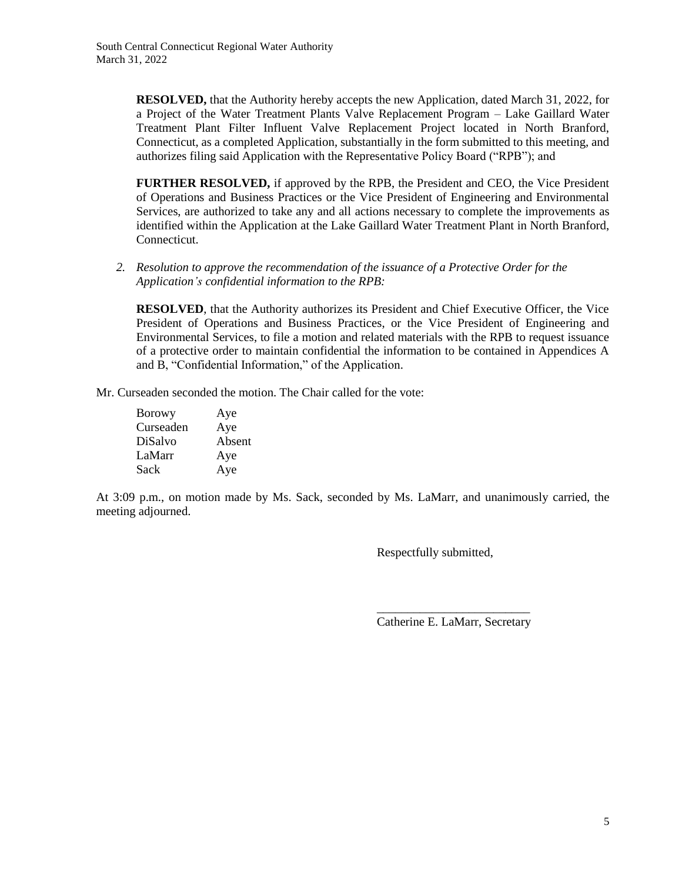**RESOLVED,** that the Authority hereby accepts the new Application, dated March 31, 2022, for a Project of the Water Treatment Plants Valve Replacement Program – Lake Gaillard Water Treatment Plant Filter Influent Valve Replacement Project located in North Branford, Connecticut, as a completed Application, substantially in the form submitted to this meeting, and authorizes filing said Application with the Representative Policy Board ("RPB"); and

**FURTHER RESOLVED,** if approved by the RPB, the President and CEO, the Vice President of Operations and Business Practices or the Vice President of Engineering and Environmental Services, are authorized to take any and all actions necessary to complete the improvements as identified within the Application at the Lake Gaillard Water Treatment Plant in North Branford, Connecticut.

2. *Resolution to approve the recommendation of the issuance of a Protective Order for the Application's confidential information to the RPB:*

   **RESOLVED**, that the Authority authorizes its President and Chief Executive Officer, the Vice President of Operations and Business Practices, or the Vice President of Engineering and Environmental Services, to file a motion and related materials with the RPB to request issuance of a protective order to maintain confidential the information to be contained in Appendices A and B, "Confidential Information," of the Application.

Mr. Curseaden seconded the motion. The Chair called for the vote:

| | |
|---|---|
| Borowy | Aye |
| Curseaden | Aye |
| DiSalvo | Absent |
| LaMarr | Aye |
| Sack | Aye |

At 3:09 p.m., on motion made by Ms. Sack, seconded by Ms. LaMarr, and unanimously carried, the meeting adjourned.

Respectfully submitted,

_________________________
Catherine E. LaMarr, Secretary